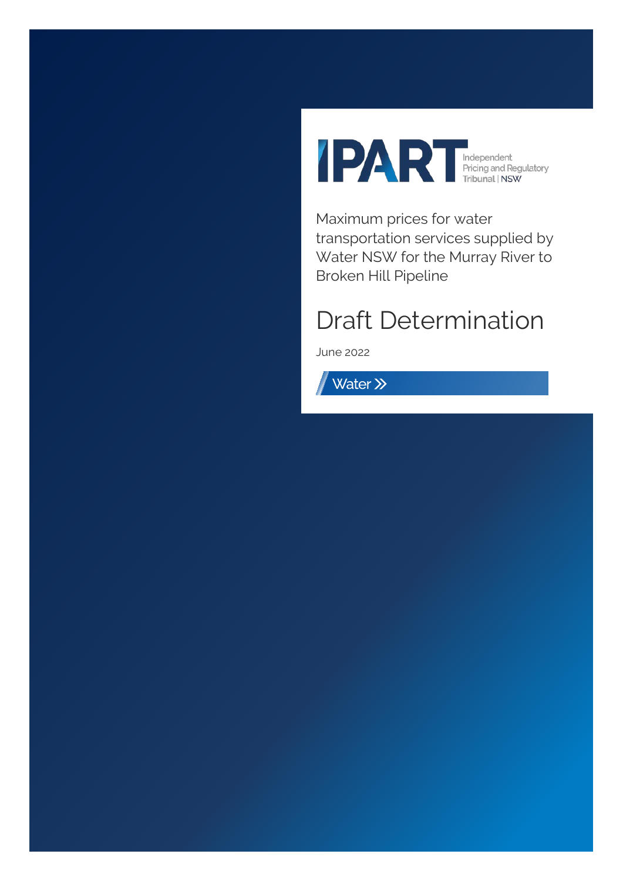IPART Independent Pricing and Regulatory Tribunal | NSW

Maximum prices for water transportation services supplied by Water NSW for the Murray River to Broken Hill Pipeline

# Draft Determination

June 2022

Water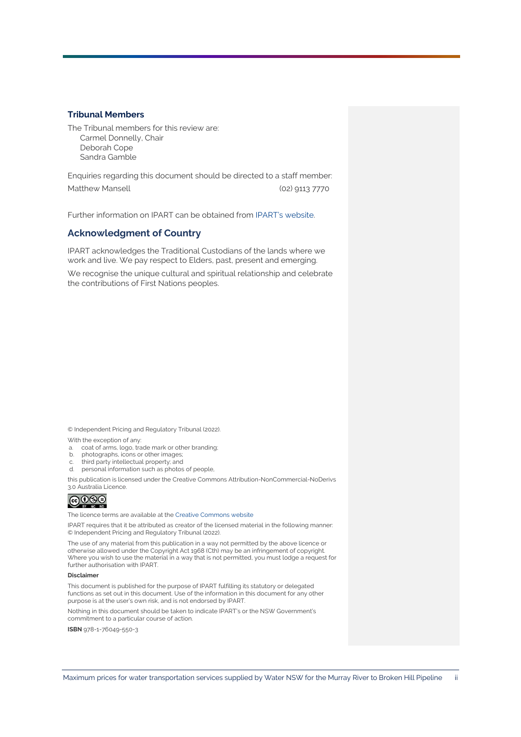## Tribunal Members

The Tribunal members for this review are:

Carmel Donnelly, Chair
Deborah Cope
Sandra Gamble

Enquiries regarding this document should be directed to a staff member:

Matthew Mansell (02) 9113 7770

Further information on IPART can be obtained from IPART's website.

## Acknowledgment of Country

IPART acknowledges the Traditional Custodians of the lands where we work and live. We pay respect to Elders, past, present and emerging.

We recognise the unique cultural and spiritual relationship and celebrate the contributions of First Nations peoples.

© Independent Pricing and Regulatory Tribunal (2022).

With the exception of any:

a. coat of arms, logo, trade mark or other branding;
b. photographs, icons or other images;
c. third party intellectual property; and
d. personal information such as photos of people,

this publication is licensed under the Creative Commons Attribution-NonCommercial-NoDerivs 3.0 Australia Licence.

The licence terms are available at the Creative Commons website

IPART requires that it be attributed as creator of the licensed material in the following manner: © Independent Pricing and Regulatory Tribunal (2022).

The use of any material from this publication in a way not permitted by the above licence or otherwise allowed under the Copyright Act 1968 (Cth) may be an infringement of copyright. Where you wish to use the material in a way that is not permitted, you must lodge a request for further authorisation with IPART.

**Disclaimer**

This document is published for the purpose of IPART fulfilling its statutory or delegated functions as set out in this document. Use of the information in this document for any other purpose is at the user's own risk, and is not endorsed by IPART.

Nothing in this document should be taken to indicate IPART's or the NSW Government's commitment to a particular course of action.

**ISBN** 978-1-76049-550-3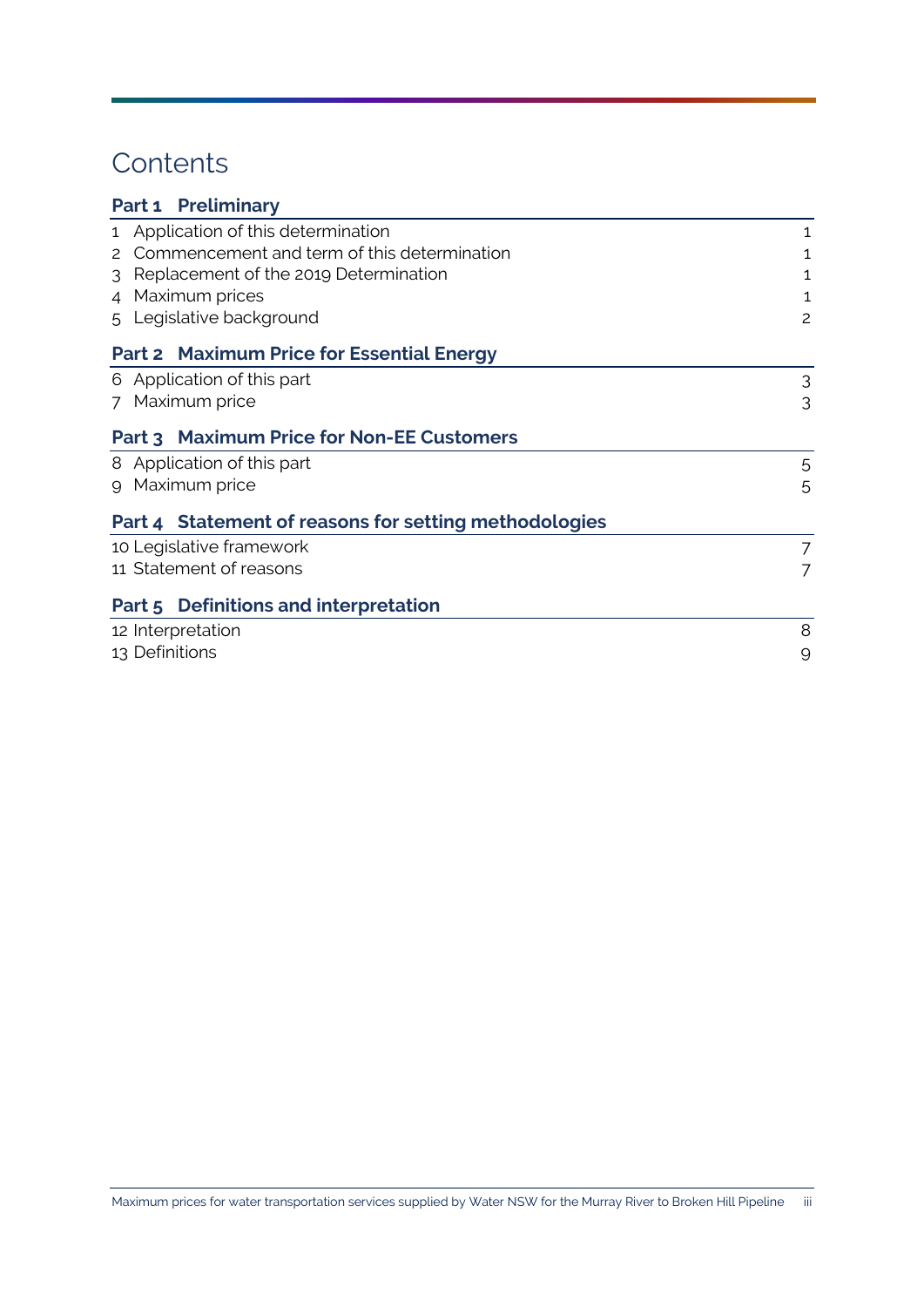# Contents

## Part 1 Preliminary

1 Application of this determination 1
2 Commencement and term of this determination 1
3 Replacement of the 2019 Determination 1
4 Maximum prices 1
5 Legislative background 2

## Part 2 Maximum Price for Essential Energy

6 Application of this part 3
7 Maximum price 3

## Part 3 Maximum Price for Non-EE Customers

8 Application of this part 5
9 Maximum price 5

## Part 4 Statement of reasons for setting methodologies

10 Legislative framework 7
11 Statement of reasons 7

## Part 5 Definitions and interpretation

12 Interpretation 8
13 Definitions 9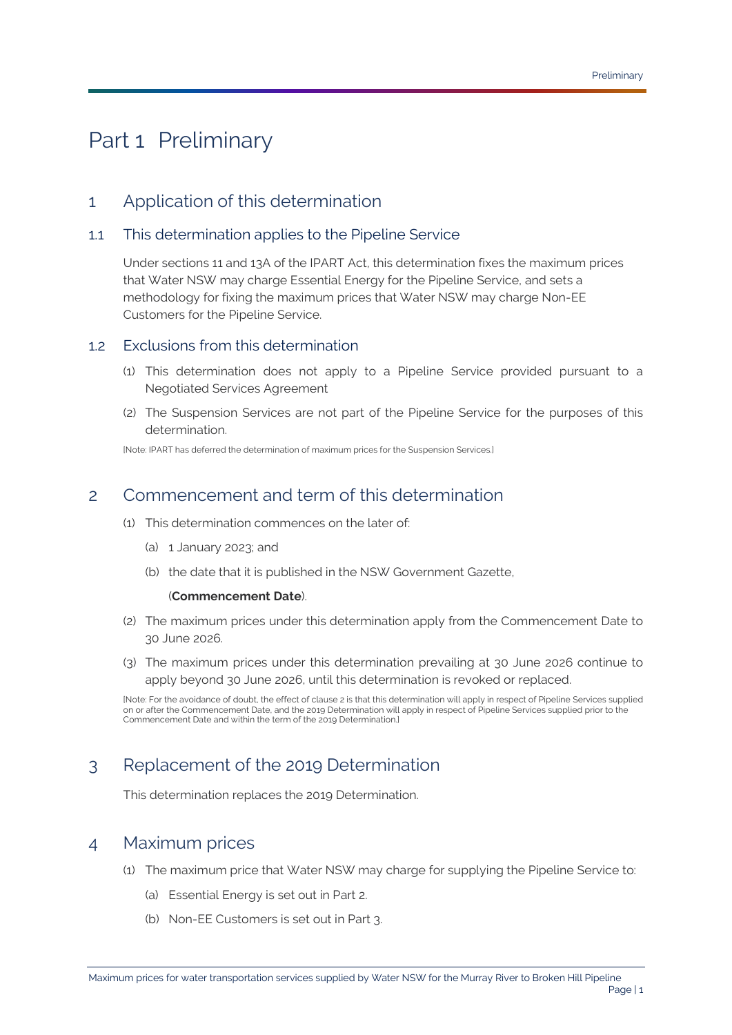# Part 1 Preliminary

## 1 Application of this determination

### 1.1 This determination applies to the Pipeline Service

Under sections 11 and 13A of the IPART Act, this determination fixes the maximum prices that Water NSW may charge Essential Energy for the Pipeline Service, and sets a methodology for fixing the maximum prices that Water NSW may charge Non-EE Customers for the Pipeline Service.

### 1.2 Exclusions from this determination

(1) This determination does not apply to a Pipeline Service provided pursuant to a Negotiated Services Agreement

(2) The Suspension Services are not part of the Pipeline Service for the purposes of this determination.

[Note: IPART has deferred the determination of maximum prices for the Suspension Services.]

## 2 Commencement and term of this determination

(1) This determination commences on the later of:

(a) 1 January 2023; and

(b) the date that it is published in the NSW Government Gazette,

(**Commencement Date**).

(2) The maximum prices under this determination apply from the Commencement Date to 30 June 2026.

(3) The maximum prices under this determination prevailing at 30 June 2026 continue to apply beyond 30 June 2026, until this determination is revoked or replaced.

[Note: For the avoidance of doubt, the effect of clause 2 is that this determination will apply in respect of Pipeline Services supplied on or after the Commencement Date, and the 2019 Determination will apply in respect of Pipeline Services supplied prior to the Commencement Date and within the term of the 2019 Determination.]

## 3 Replacement of the 2019 Determination

This determination replaces the 2019 Determination.

## 4 Maximum prices

(1) The maximum price that Water NSW may charge for supplying the Pipeline Service to:

(a) Essential Energy is set out in Part 2.

(b) Non-EE Customers is set out in Part 3.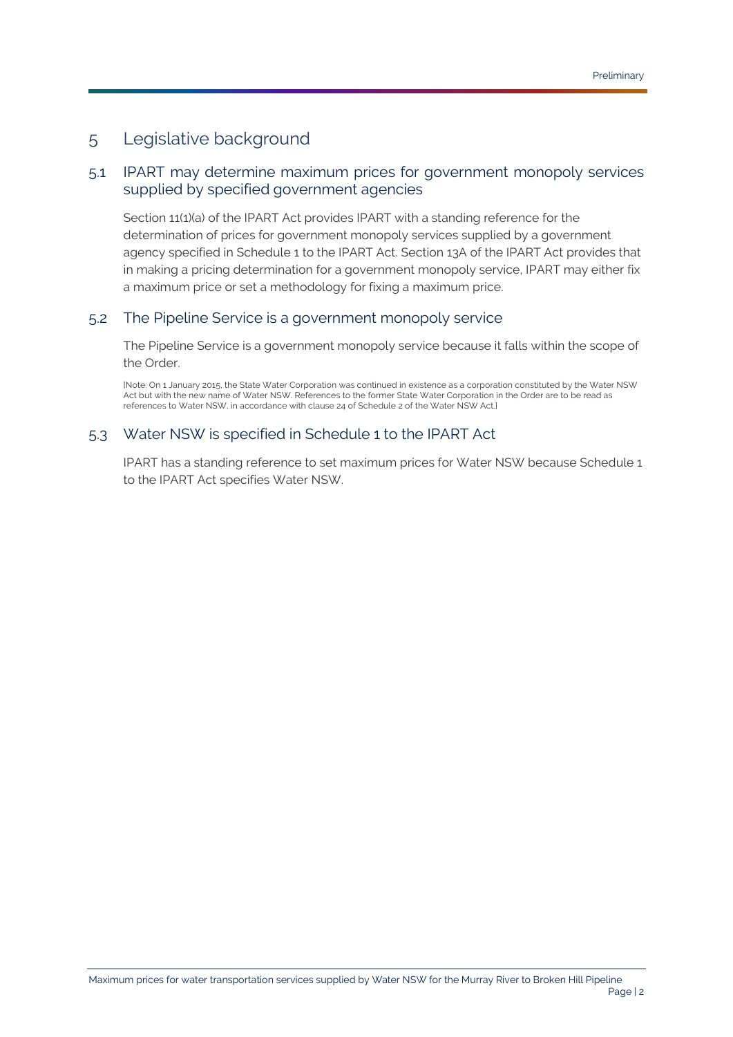## 5 Legislative background

### 5.1 IPART may determine maximum prices for government monopoly services supplied by specified government agencies

Section 11(1)(a) of the IPART Act provides IPART with a standing reference for the determination of prices for government monopoly services supplied by a government agency specified in Schedule 1 to the IPART Act. Section 13A of the IPART Act provides that in making a pricing determination for a government monopoly service, IPART may either fix a maximum price or set a methodology for fixing a maximum price.

### 5.2 The Pipeline Service is a government monopoly service

The Pipeline Service is a government monopoly service because it falls within the scope of the Order.

[Note: On 1 January 2015, the State Water Corporation was continued in existence as a corporation constituted by the Water NSW Act but with the new name of Water NSW. References to the former State Water Corporation in the Order are to be read as references to Water NSW, in accordance with clause 24 of Schedule 2 of the Water NSW Act.]

### 5.3 Water NSW is specified in Schedule 1 to the IPART Act

IPART has a standing reference to set maximum prices for Water NSW because Schedule 1 to the IPART Act specifies Water NSW.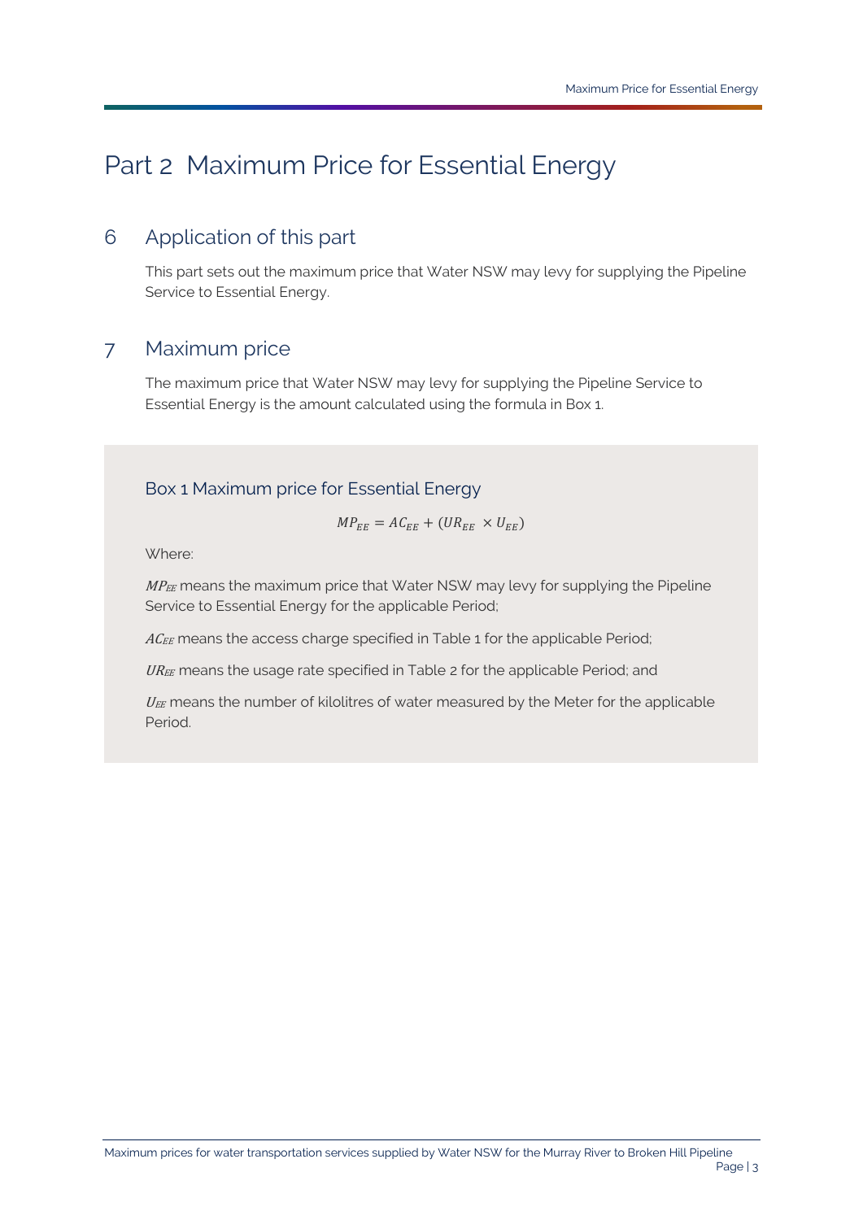# Part 2 Maximum Price for Essential Energy

## 6 Application of this part

This part sets out the maximum price that Water NSW may levy for supplying the Pipeline Service to Essential Energy.

## 7 Maximum price

The maximum price that Water NSW may levy for supplying the Pipeline Service to Essential Energy is the amount calculated using the formula in Box 1.

### Box 1 Maximum price for Essential Energy

$$MP_{EE} = AC_{EE} + (UR_{EE} \times U_{EE})$$

Where:

$MP_{EE}$ means the maximum price that Water NSW may levy for supplying the Pipeline Service to Essential Energy for the applicable Period;

$AC_{EE}$ means the access charge specified in Table 1 for the applicable Period;

$UR_{EE}$ means the usage rate specified in Table 2 for the applicable Period; and

$U_{EE}$ means the number of kilolitres of water measured by the Meter for the applicable Period.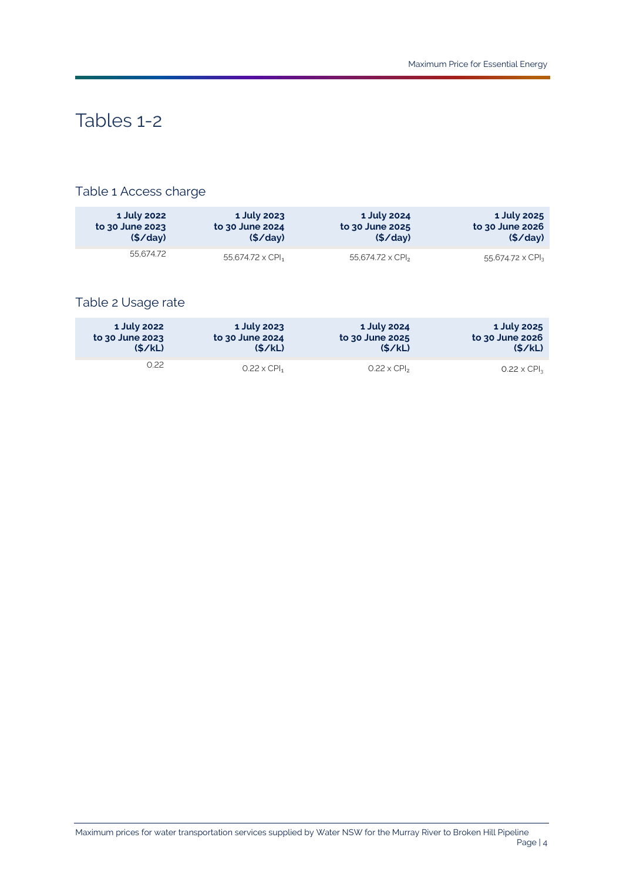# Tables 1-2

## Table 1 Access charge

| 1 July 2022 to 30 June 2023 ($/day) | 1 July 2023 to 30 June 2024 ($/day) | 1 July 2024 to 30 June 2025 ($/day) | 1 July 2025 to 30 June 2026 ($/day) |
|---|---|---|---|
| 55,674.72 | 55,674.72 x $CPI_1$ | 55,674.72 x $CPI_2$ | 55,674.72 x $CPI_3$ |

## Table 2 Usage rate

| 1 July 2022 to 30 June 2023 ($/kL) | 1 July 2023 to 30 June 2024 ($/kL) | 1 July 2024 to 30 June 2025 ($/kL) | 1 July 2025 to 30 June 2026 ($/kL) |
|---|---|---|---|
| 0.22 | 0.22 x $CPI_1$ | 0.22 x $CPI_2$ | 0.22 x $CPI_3$ |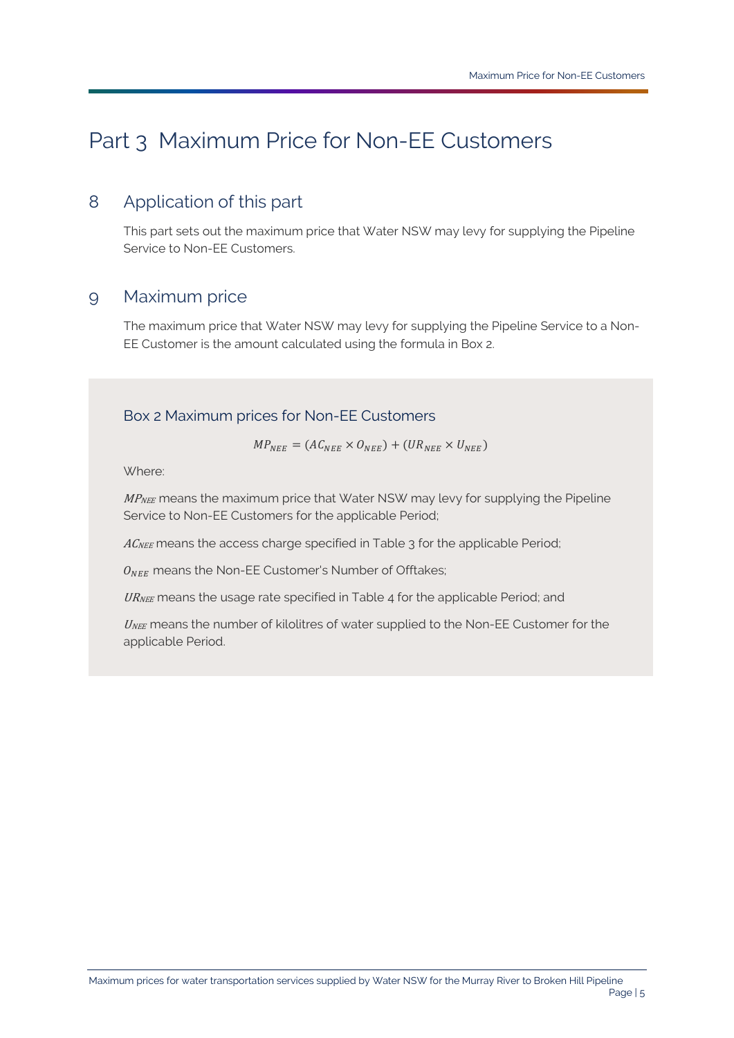# Part 3 Maximum Price for Non-EE Customers

## 8 Application of this part

This part sets out the maximum price that Water NSW may levy for supplying the Pipeline Service to Non-EE Customers.

## 9 Maximum price

The maximum price that Water NSW may levy for supplying the Pipeline Service to a Non-EE Customer is the amount calculated using the formula in Box 2.

### Box 2 Maximum prices for Non-EE Customers

$$MP_{NEE} = (AC_{NEE} \times O_{NEE}) + (UR_{NEE} \times U_{NEE})$$

Where:

$MP_{NEE}$ means the maximum price that Water NSW may levy for supplying the Pipeline Service to Non-EE Customers for the applicable Period;

$AC_{NEE}$ means the access charge specified in Table 3 for the applicable Period;

$O_{NEE}$ means the Non-EE Customer's Number of Offtakes;

$UR_{NEE}$ means the usage rate specified in Table 4 for the applicable Period; and

$U_{NEE}$ means the number of kilolitres of water supplied to the Non-EE Customer for the applicable Period.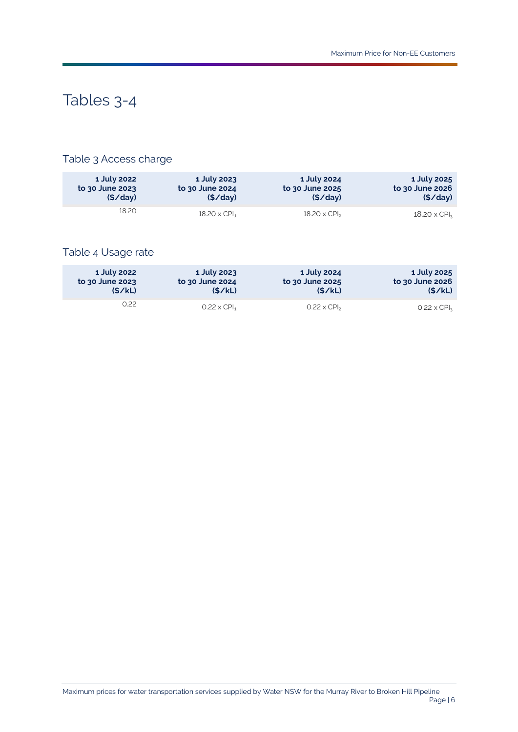# Tables 3-4

## Table 3 Access charge

| 1 July 2022 to 30 June 2023 ($/day) | 1 July 2023 to 30 June 2024 ($/day) | 1 July 2024 to 30 June 2025 ($/day) | 1 July 2025 to 30 June 2026 ($/day) |
|---|---|---|---|
| 18.20 | 18.20 x $CPI_1$ | 18.20 x $CPI_2$ | 18.20 x $CPI_3$ |

## Table 4 Usage rate

| 1 July 2022 to 30 June 2023 ($/kL) | 1 July 2023 to 30 June 2024 ($/kL) | 1 July 2024 to 30 June 2025 ($/kL) | 1 July 2025 to 30 June 2026 ($/kL) |
|---|---|---|---|
| 0.22 | 0.22 x $CPI_1$ | 0.22 x $CPI_2$ | 0.22 x $CPI_3$ |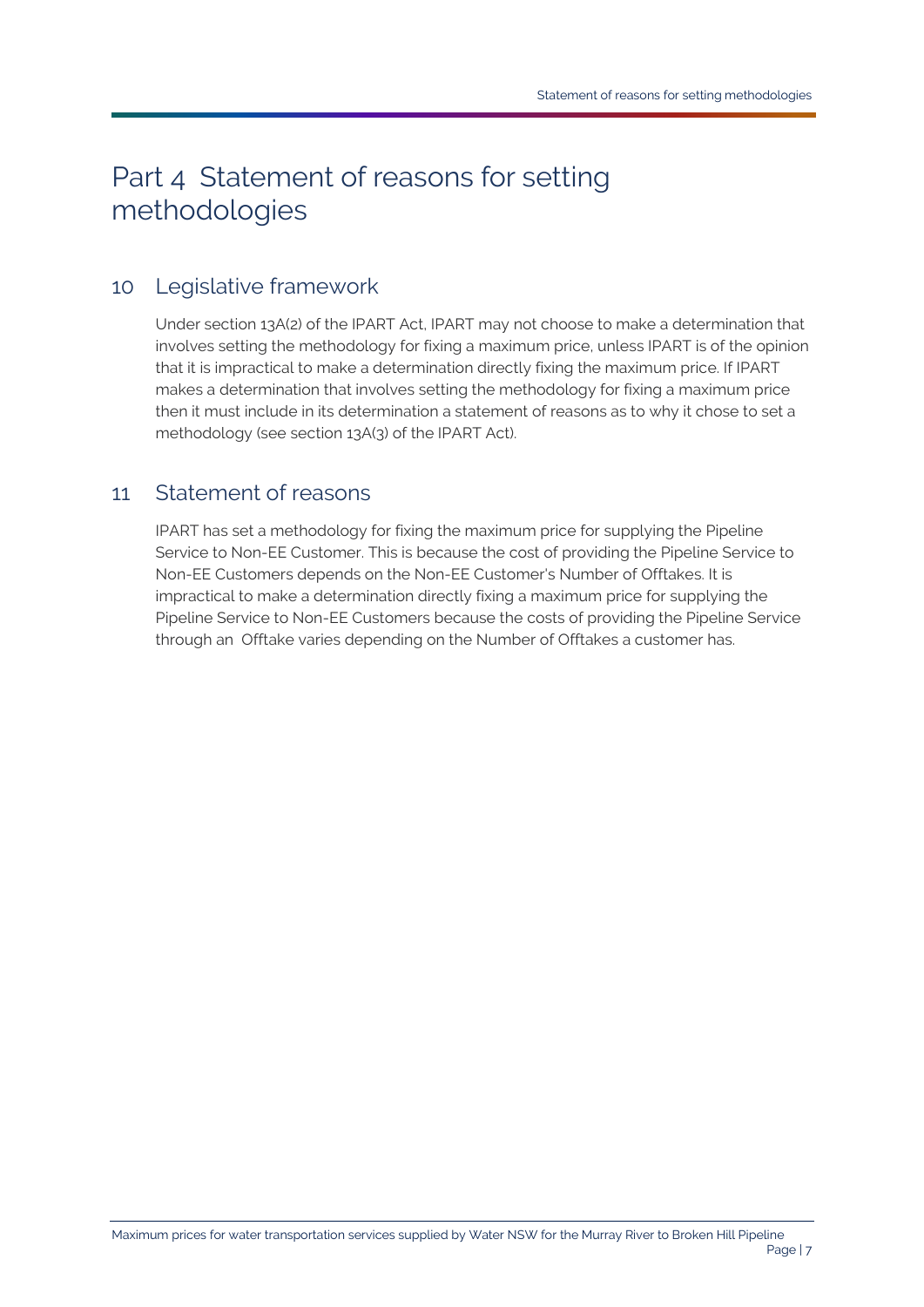# Part 4 Statement of reasons for setting methodologies

## 10 Legislative framework

Under section 13A(2) of the IPART Act, IPART may not choose to make a determination that involves setting the methodology for fixing a maximum price, unless IPART is of the opinion that it is impractical to make a determination directly fixing the maximum price. If IPART makes a determination that involves setting the methodology for fixing a maximum price then it must include in its determination a statement of reasons as to why it chose to set a methodology (see section 13A(3) of the IPART Act).

## 11 Statement of reasons

IPART has set a methodology for fixing the maximum price for supplying the Pipeline Service to Non-EE Customer. This is because the cost of providing the Pipeline Service to Non-EE Customers depends on the Non-EE Customer's Number of Offtakes. It is impractical to make a determination directly fixing a maximum price for supplying the Pipeline Service to Non-EE Customers because the costs of providing the Pipeline Service through an Offtake varies depending on the Number of Offtakes a customer has.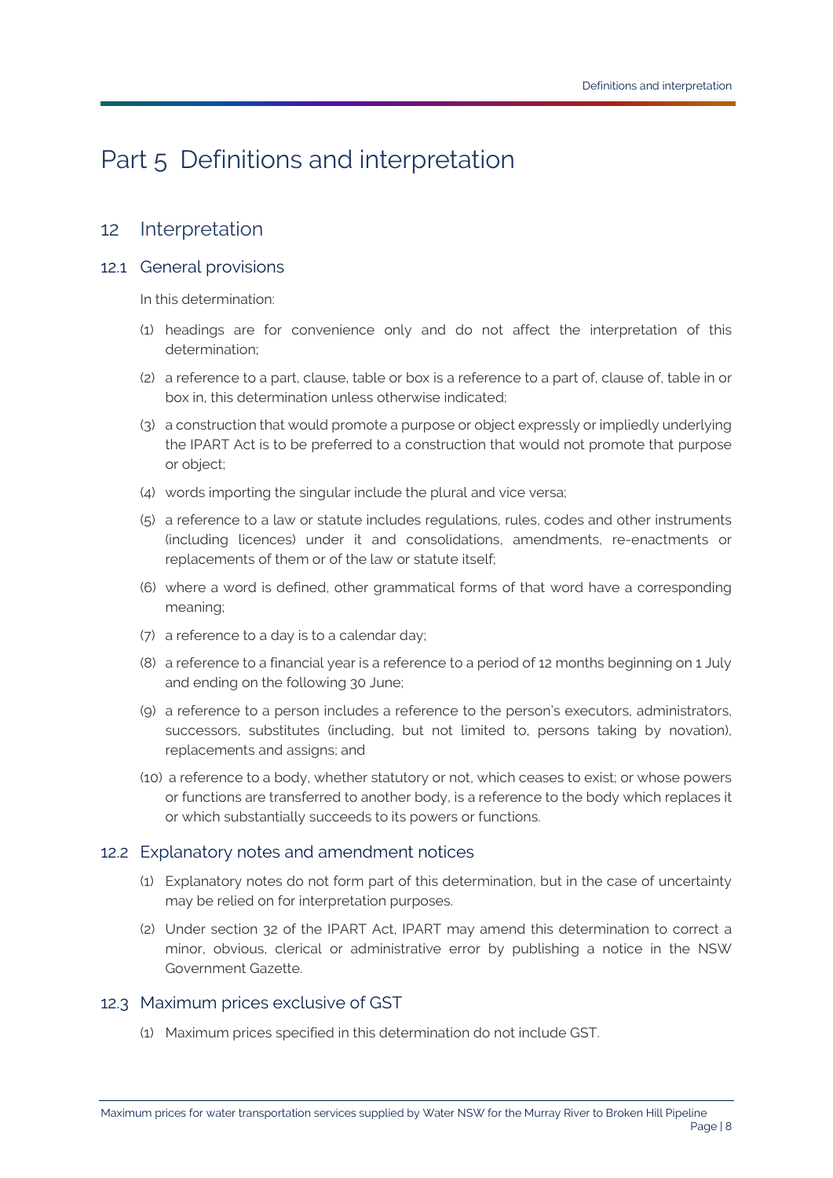# Part 5 Definitions and interpretation

## 12 Interpretation

### 12.1 General provisions

In this determination:

(1) headings are for convenience only and do not affect the interpretation of this determination;

(2) a reference to a part, clause, table or box is a reference to a part of, clause of, table in or box in, this determination unless otherwise indicated;

(3) a construction that would promote a purpose or object expressly or impliedly underlying the IPART Act is to be preferred to a construction that would not promote that purpose or object;

(4) words importing the singular include the plural and vice versa;

(5) a reference to a law or statute includes regulations, rules, codes and other instruments (including licences) under it and consolidations, amendments, re-enactments or replacements of them or of the law or statute itself;

(6) where a word is defined, other grammatical forms of that word have a corresponding meaning;

(7) a reference to a day is to a calendar day;

(8) a reference to a financial year is a reference to a period of 12 months beginning on 1 July and ending on the following 30 June;

(9) a reference to a person includes a reference to the person's executors, administrators, successors, substitutes (including, but not limited to, persons taking by novation), replacements and assigns; and

(10) a reference to a body, whether statutory or not, which ceases to exist; or whose powers or functions are transferred to another body, is a reference to the body which replaces it or which substantially succeeds to its powers or functions.

### 12.2 Explanatory notes and amendment notices

(1) Explanatory notes do not form part of this determination, but in the case of uncertainty may be relied on for interpretation purposes.

(2) Under section 32 of the IPART Act, IPART may amend this determination to correct a minor, obvious, clerical or administrative error by publishing a notice in the NSW Government Gazette.

### 12.3 Maximum prices exclusive of GST

(1) Maximum prices specified in this determination do not include GST.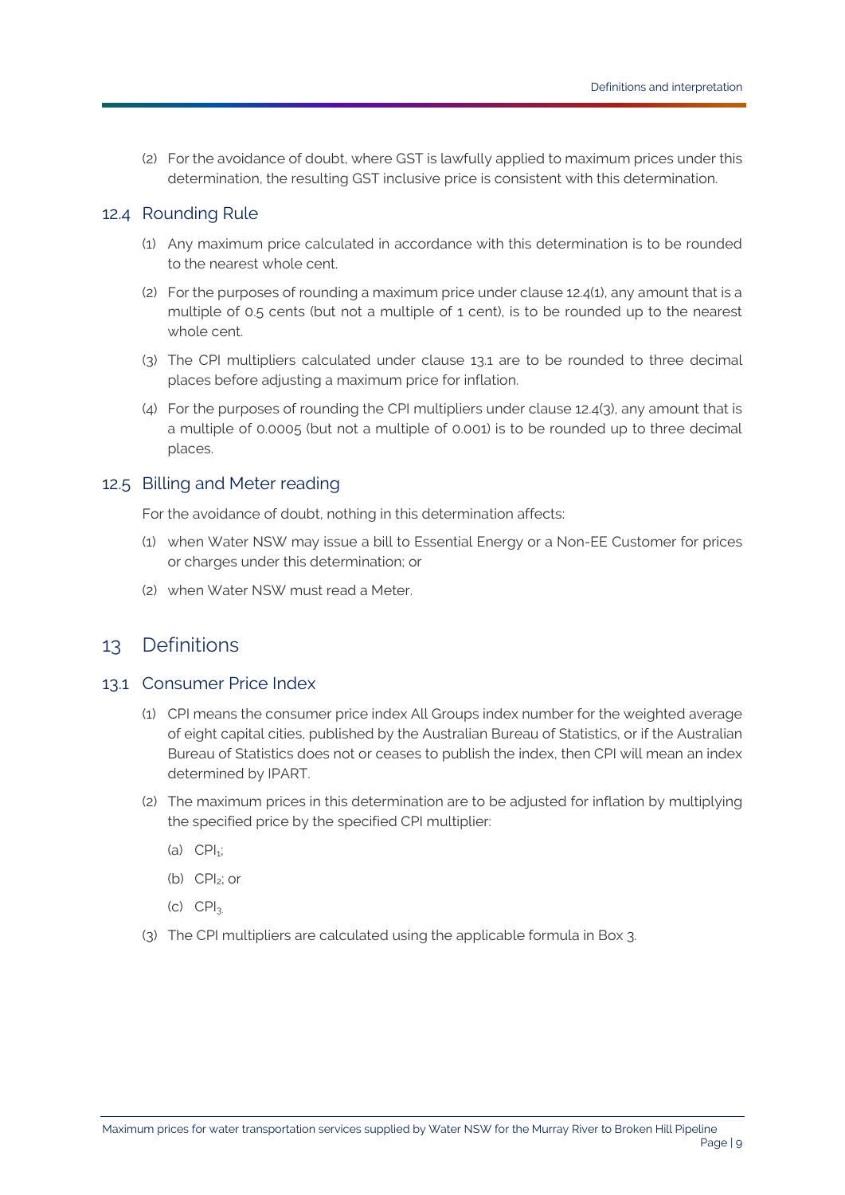(2) For the avoidance of doubt, where GST is lawfully applied to maximum prices under this determination, the resulting GST inclusive price is consistent with this determination.

## 12.4 Rounding Rule

(1) Any maximum price calculated in accordance with this determination is to be rounded to the nearest whole cent.

(2) For the purposes of rounding a maximum price under clause 12.4(1), any amount that is a multiple of 0.5 cents (but not a multiple of 1 cent), is to be rounded up to the nearest whole cent.

(3) The CPI multipliers calculated under clause 13.1 are to be rounded to three decimal places before adjusting a maximum price for inflation.

(4) For the purposes of rounding the CPI multipliers under clause 12.4(3), any amount that is a multiple of 0.0005 (but not a multiple of 0.001) is to be rounded up to three decimal places.

## 12.5 Billing and Meter reading

For the avoidance of doubt, nothing in this determination affects:

(1) when Water NSW may issue a bill to Essential Energy or a Non-EE Customer for prices or charges under this determination; or

(2) when Water NSW must read a Meter.

# 13 Definitions

## 13.1 Consumer Price Index

(1) CPI means the consumer price index All Groups index number for the weighted average of eight capital cities, published by the Australian Bureau of Statistics, or if the Australian Bureau of Statistics does not or ceases to publish the index, then CPI will mean an index determined by IPART.

(2) The maximum prices in this determination are to be adjusted for inflation by multiplying the specified price by the specified CPI multiplier:

(a) $CPI_1$;

(b) $CPI_2$; or

(c) $CPI_3$.

(3) The CPI multipliers are calculated using the applicable formula in Box 3.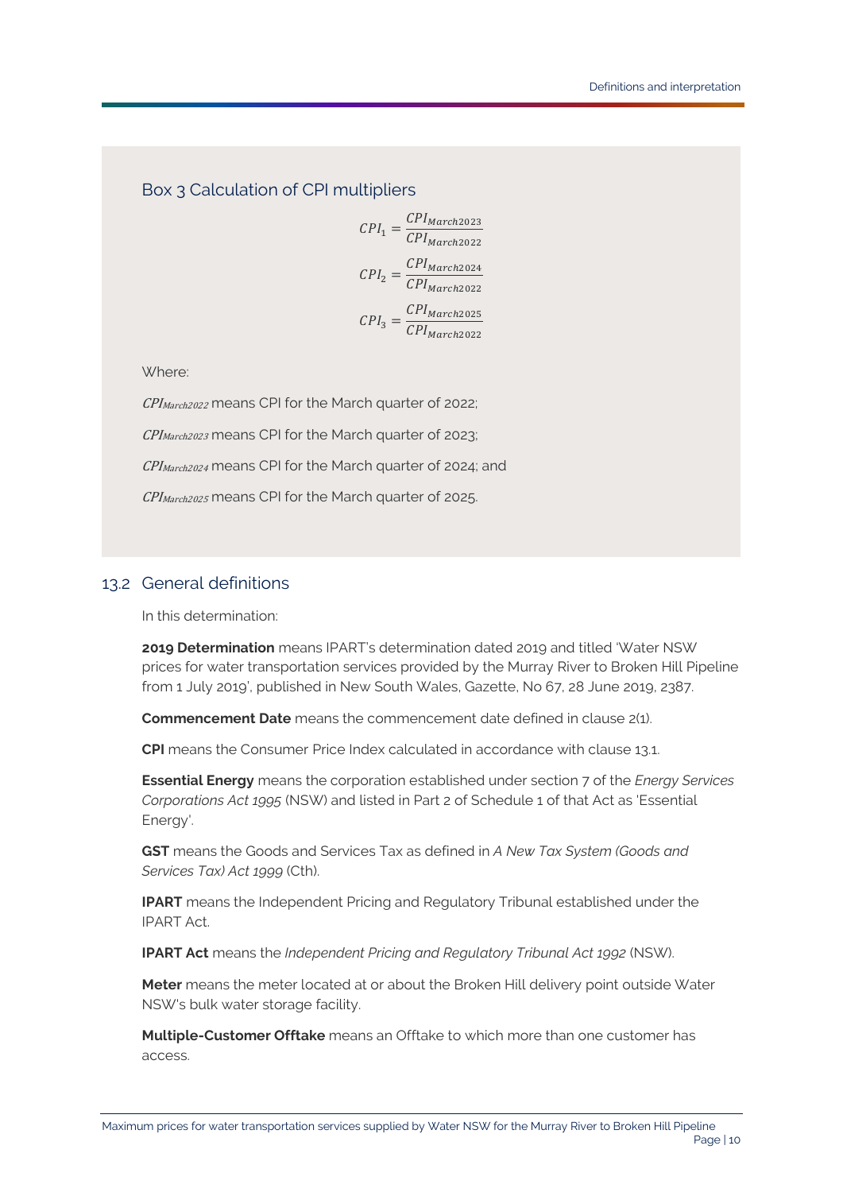### Box 3 Calculation of CPI multipliers

$$CPI_1 = \frac{CPI_{March2023}}{CPI_{March2022}}$$

$$CPI_2 = \frac{CPI_{March2024}}{CPI_{March2022}}$$

$$CPI_3 = \frac{CPI_{March2025}}{CPI_{March2022}}$$

Where:

$CPI_{March2022}$ means CPI for the March quarter of 2022;

$CPI_{March2023}$ means CPI for the March quarter of 2023;

$CPI_{March2024}$ means CPI for the March quarter of 2024; and

$CPI_{March2025}$ means CPI for the March quarter of 2025.

## 13.2 General definitions

In this determination:

**2019 Determination** means IPART's determination dated 2019 and titled 'Water NSW prices for water transportation services provided by the Murray River to Broken Hill Pipeline from 1 July 2019', published in New South Wales, Gazette, No 67, 28 June 2019, 2387.

**Commencement Date** means the commencement date defined in clause 2(1).

**CPI** means the Consumer Price Index calculated in accordance with clause 13.1.

**Essential Energy** means the corporation established under section 7 of the *Energy Services Corporations Act 1995* (NSW) and listed in Part 2 of Schedule 1 of that Act as 'Essential Energy'.

**GST** means the Goods and Services Tax as defined in *A New Tax System (Goods and Services Tax) Act 1999* (Cth).

**IPART** means the Independent Pricing and Regulatory Tribunal established under the IPART Act.

**IPART Act** means the *Independent Pricing and Regulatory Tribunal Act 1992* (NSW).

**Meter** means the meter located at or about the Broken Hill delivery point outside Water NSW's bulk water storage facility.

**Multiple-Customer Offtake** means an Offtake to which more than one customer has access.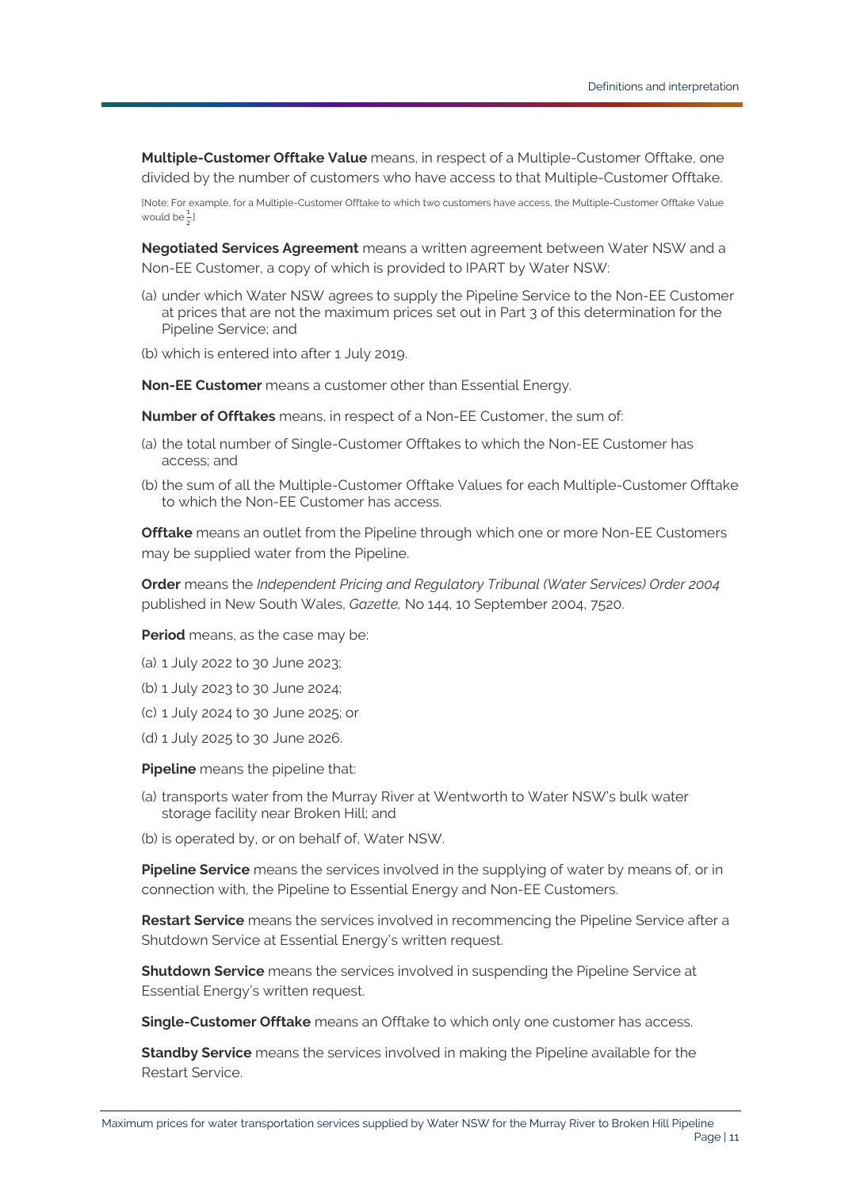**Multiple-Customer Offtake Value** means, in respect of a Multiple-Customer Offtake, one divided by the number of customers who have access to that Multiple-Customer Offtake.

[Note: For example, for a Multiple-Customer Offtake to which two customers have access, the Multiple-Customer Offtake Value would be $\frac{1}{2}$.]

**Negotiated Services Agreement** means a written agreement between Water NSW and a Non-EE Customer, a copy of which is provided to IPART by Water NSW:

(a) under which Water NSW agrees to supply the Pipeline Service to the Non-EE Customer at prices that are not the maximum prices set out in Part 3 of this determination for the Pipeline Service; and

(b) which is entered into after 1 July 2019.

**Non-EE Customer** means a customer other than Essential Energy.

**Number of Offtakes** means, in respect of a Non-EE Customer, the sum of:

(a) the total number of Single-Customer Offtakes to which the Non-EE Customer has access; and

(b) the sum of all the Multiple-Customer Offtake Values for each Multiple-Customer Offtake to which the Non-EE Customer has access.

**Offtake** means an outlet from the Pipeline through which one or more Non-EE Customers may be supplied water from the Pipeline.

**Order** means the *Independent Pricing and Regulatory Tribunal (Water Services) Order 2004* published in New South Wales, *Gazette,* No 144, 10 September 2004, 7520.

**Period** means, as the case may be:

(a) 1 July 2022 to 30 June 2023;

(b) 1 July 2023 to 30 June 2024;

(c) 1 July 2024 to 30 June 2025; or

(d) 1 July 2025 to 30 June 2026.

**Pipeline** means the pipeline that:

(a) transports water from the Murray River at Wentworth to Water NSW's bulk water storage facility near Broken Hill; and

(b) is operated by, or on behalf of, Water NSW.

**Pipeline Service** means the services involved in the supplying of water by means of, or in connection with, the Pipeline to Essential Energy and Non-EE Customers.

**Restart Service** means the services involved in recommencing the Pipeline Service after a Shutdown Service at Essential Energy's written request.

**Shutdown Service** means the services involved in suspending the Pipeline Service at Essential Energy's written request.

**Single-Customer Offtake** means an Offtake to which only one customer has access.

**Standby Service** means the services involved in making the Pipeline available for the Restart Service.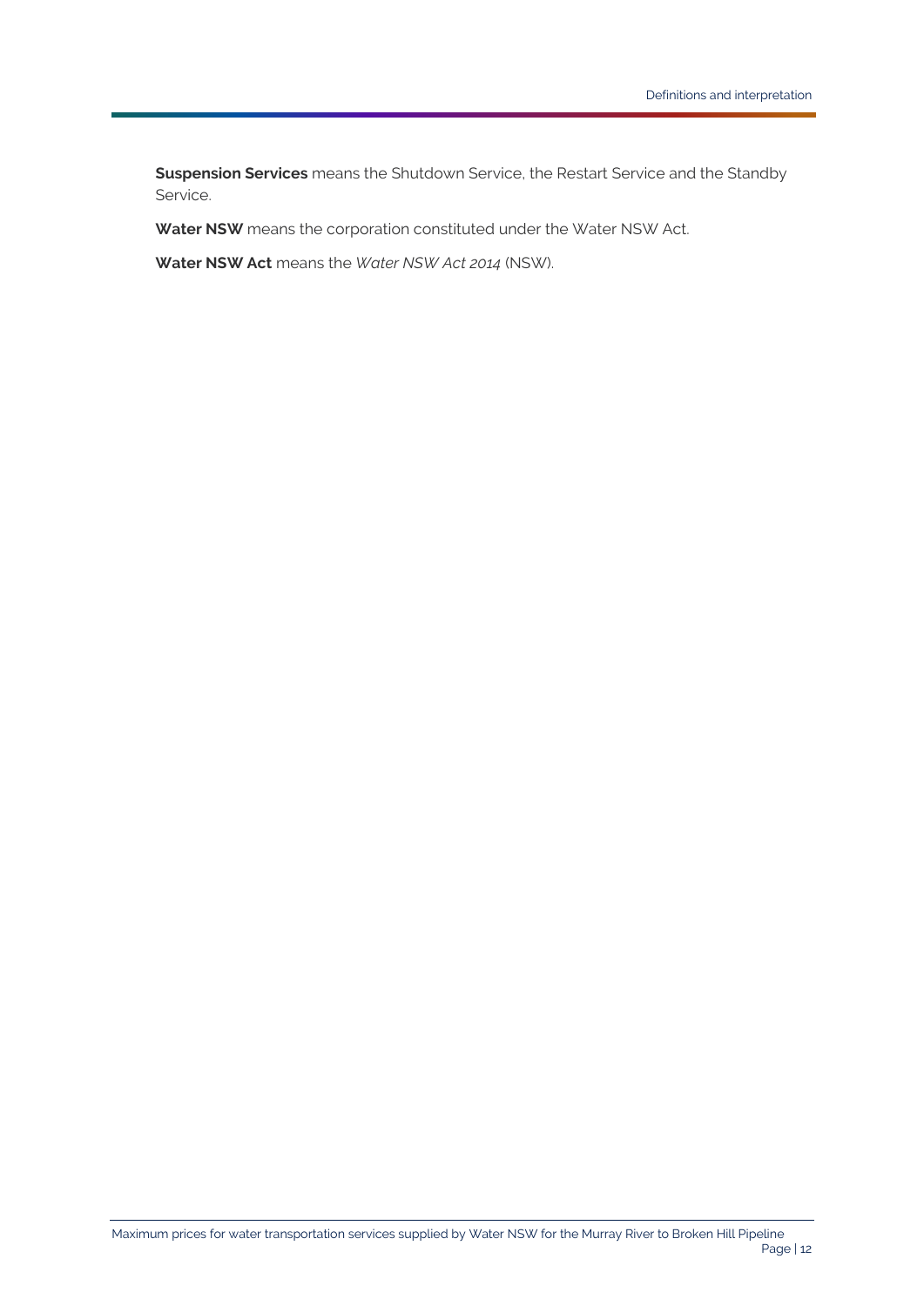**Suspension Services** means the Shutdown Service, the Restart Service and the Standby Service.

**Water NSW** means the corporation constituted under the Water NSW Act.

**Water NSW Act** means the *Water NSW Act 2014* (NSW).